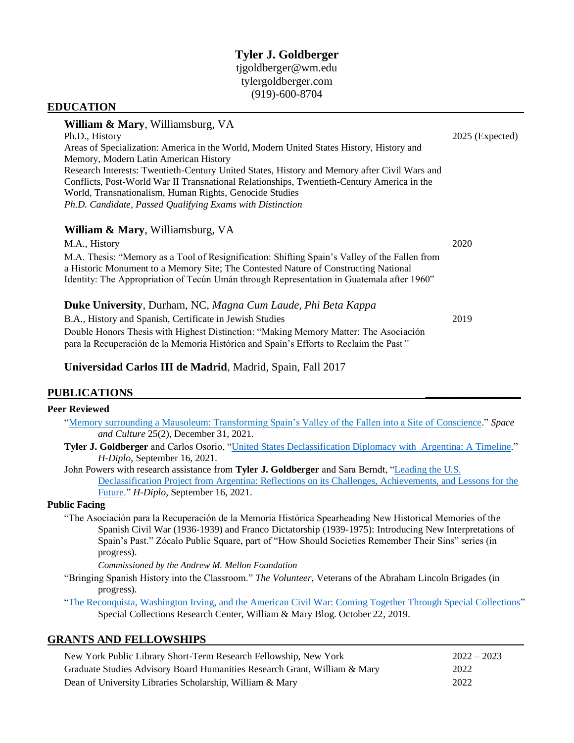# Tyler J. Goldberger

tjgoldberger@wm.edu
tylergoldberger.com
(919)-600-8704

## EDUCATION

**William & Mary**, Williamsburg, VA

Ph.D., History — 2025 (Expected)

Areas of Specialization: America in the World, Modern United States History, History and Memory, Modern Latin American History

Research Interests: Twentieth-Century United States, History and Memory after Civil Wars and Conflicts, Post-World War II Transnational Relationships, Twentieth-Century America in the World, Transnationalism, Human Rights, Genocide Studies

*Ph.D. Candidate, Passed Qualifying Exams with Distinction*

**William & Mary**, Williamsburg, VA

M.A., History — 2020

M.A. Thesis: "Memory as a Tool of Resignification: Shifting Spain's Valley of the Fallen from a Historic Monument to a Memory Site; The Contested Nature of Constructing National Identity: The Appropriation of Tecún Umán through Representation in Guatemala after 1960"

**Duke University**, Durham, NC, *Magna Cum Laude, Phi Beta Kappa*

B.A., History and Spanish, Certificate in Jewish Studies — 2019

Double Honors Thesis with Highest Distinction: "Making Memory Matter: The Asociación para la Recuperación de la Memoria Histórica and Spain's Efforts to Reclaim the Past"

**Universidad Carlos III de Madrid**, Madrid, Spain, Fall 2017

## PUBLICATIONS

### Peer Reviewed

"Memory surrounding a Mausoleum: Transforming Spain's Valley of the Fallen into a Site of Conscience." *Space and Culture* 25(2), December 31, 2021.

**Tyler J. Goldberger** and Carlos Osorio, "United States Declassification Diplomacy with Argentina: A Timeline." *H-Diplo*, September 16, 2021.

John Powers with research assistance from **Tyler J. Goldberger** and Sara Berndt, "Leading the U.S. Declassification Project from Argentina: Reflections on its Challenges, Achievements, and Lessons for the Future." *H-Diplo*, September 16, 2021.

### Public Facing

"The Asociación para la Recuperación de la Memoria Histórica Spearheading New Historical Memories of the Spanish Civil War (1936-1939) and Franco Dictatorship (1939-1975): Introducing New Interpretations of Spain's Past." Zócalo Public Square, part of "How Should Societies Remember Their Sins" series (in progress).

*Commissioned by the Andrew M. Mellon Foundation*

"Bringing Spanish History into the Classroom." *The Volunteer*, Veterans of the Abraham Lincoln Brigades (in progress).

"The Reconquista, Washington Irving, and the American Civil War: Coming Together Through Special Collections" Special Collections Research Center, William & Mary Blog. October 22, 2019.

## GRANTS AND FELLOWSHIPS

| | |
|---|---|
| New York Public Library Short-Term Research Fellowship, New York | 2022 – 2023 |
| Graduate Studies Advisory Board Humanities Research Grant, William & Mary | 2022 |
| Dean of University Libraries Scholarship, William & Mary | 2022 |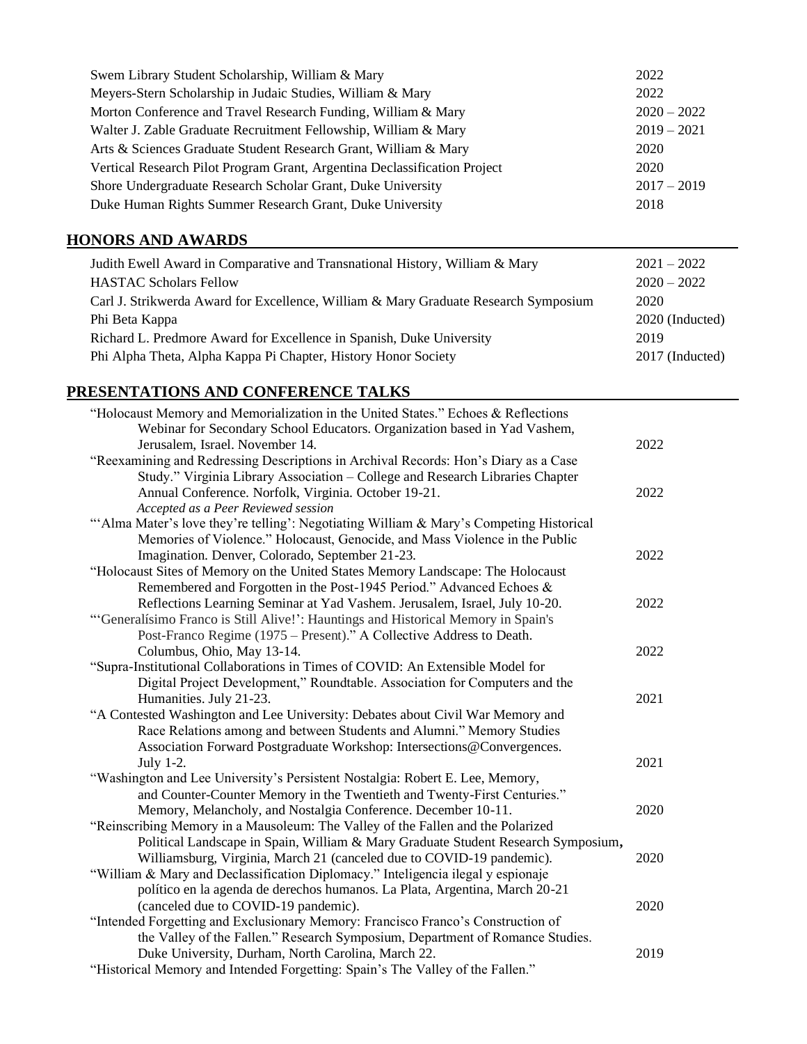| | |
|---|---|
| Swem Library Student Scholarship, William & Mary | 2022 |
| Meyers-Stern Scholarship in Judaic Studies, William & Mary | 2022 |
| Morton Conference and Travel Research Funding, William & Mary | 2020 – 2022 |
| Walter J. Zable Graduate Recruitment Fellowship, William & Mary | 2019 – 2021 |
| Arts & Sciences Graduate Student Research Grant, William & Mary | 2020 |
| Vertical Research Pilot Program Grant, Argentina Declassification Project | 2020 |
| Shore Undergraduate Research Scholar Grant, Duke University | 2017 – 2019 |
| Duke Human Rights Summer Research Grant, Duke University | 2018 |

## HONORS AND AWARDS

| | |
|---|---|
| Judith Ewell Award in Comparative and Transnational History, William & Mary | 2021 – 2022 |
| HASTAC Scholars Fellow | 2020 – 2022 |
| Carl J. Strikwerda Award for Excellence, William & Mary Graduate Research Symposium | 2020 |
| Phi Beta Kappa | 2020 (Inducted) |
| Richard L. Predmore Award for Excellence in Spanish, Duke University | 2019 |
| Phi Alpha Theta, Alpha Kappa Pi Chapter, History Honor Society | 2017 (Inducted) |

## PRESENTATIONS AND CONFERENCE TALKS

"Holocaust Memory and Memorialization in the United States." Echoes & Reflections Webinar for Secondary School Educators. Organization based in Yad Vashem, Jerusalem, Israel. November 14. — 2022

"Reexamining and Redressing Descriptions in Archival Records: Hon's Diary as a Case Study." Virginia Library Association – College and Research Libraries Chapter Annual Conference. Norfolk, Virginia. October 19-21. — 2022
*Accepted as a Peer Reviewed session*

"'Alma Mater's love they're telling': Negotiating William & Mary's Competing Historical Memories of Violence." Holocaust, Genocide, and Mass Violence in the Public Imagination. Denver, Colorado, September 21-23. — 2022

"Holocaust Sites of Memory on the United States Memory Landscape: The Holocaust Remembered and Forgotten in the Post-1945 Period." Advanced Echoes & Reflections Learning Seminar at Yad Vashem. Jerusalem, Israel, July 10-20. — 2022

"'Generalísimo Franco is Still Alive!': Hauntings and Historical Memory in Spain's Post-Franco Regime (1975 – Present)." A Collective Address to Death. Columbus, Ohio, May 13-14. — 2022

"Supra-Institutional Collaborations in Times of COVID: An Extensible Model for Digital Project Development," Roundtable. Association for Computers and the Humanities. July 21-23. — 2021

"A Contested Washington and Lee University: Debates about Civil War Memory and Race Relations among and between Students and Alumni." Memory Studies Association Forward Postgraduate Workshop: Intersections@Convergences. July 1-2. — 2021

"Washington and Lee University's Persistent Nostalgia: Robert E. Lee, Memory, and Counter-Counter Memory in the Twentieth and Twenty-First Centuries." Memory, Melancholy, and Nostalgia Conference. December 10-11. — 2020

"Reinscribing Memory in a Mausoleum: The Valley of the Fallen and the Polarized Political Landscape in Spain, William & Mary Graduate Student Research Symposium, Williamsburg, Virginia, March 21 (canceled due to COVID-19 pandemic). — 2020

"William & Mary and Declassification Diplomacy." Inteligencia ilegal y espionaje político en la agenda de derechos humanos. La Plata, Argentina, March 20-21 (canceled due to COVID-19 pandemic). — 2020

"Intended Forgetting and Exclusionary Memory: Francisco Franco's Construction of the Valley of the Fallen." Research Symposium, Department of Romance Studies. Duke University, Durham, North Carolina, March 22. — 2019

"Historical Memory and Intended Forgetting: Spain's The Valley of the Fallen."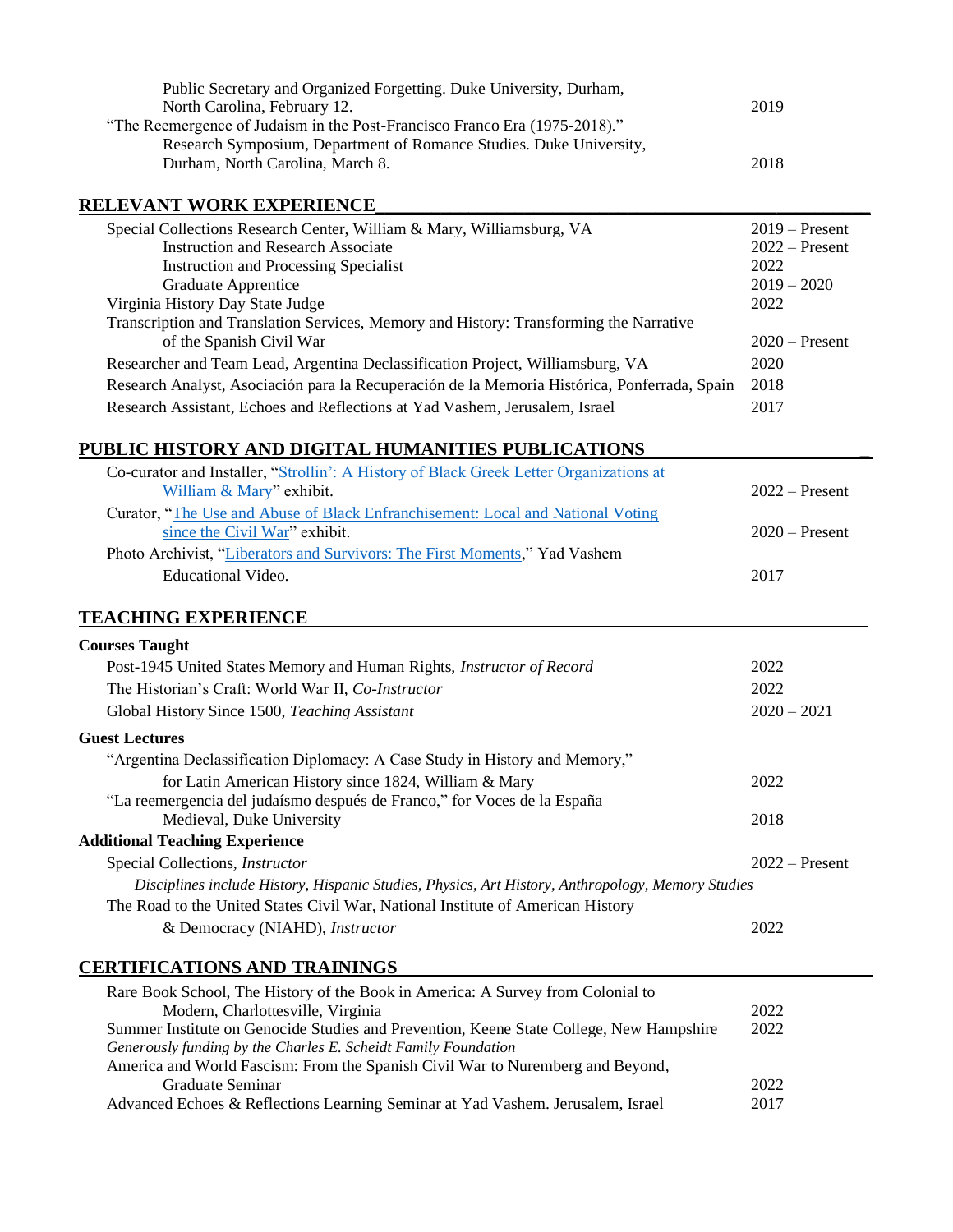Public Secretary and Organized Forgetting. Duke University, Durham, North Carolina, February 12. — 2019

"The Reemergence of Judaism in the Post-Francisco Franco Era (1975-2018)." Research Symposium, Department of Romance Studies. Duke University, Durham, North Carolina, March 8. — 2018

## RELEVANT WORK EXPERIENCE

Special Collections Research Center, William & Mary, Williamsburg, VA — 2019 – Present
- Instruction and Research Associate — 2022 – Present
- Instruction and Processing Specialist — 2022
- Graduate Apprentice — 2019 – 2020

Virginia History Day State Judge — 2022

Transcription and Translation Services, Memory and History: Transforming the Narrative of the Spanish Civil War — 2020 – Present

Researcher and Team Lead, Argentina Declassification Project, Williamsburg, VA — 2020

Research Analyst, Asociación para la Recuperación de la Memoria Histórica, Ponferrada, Spain — 2018

Research Assistant, Echoes and Reflections at Yad Vashem, Jerusalem, Israel — 2017

## PUBLIC HISTORY AND DIGITAL HUMANITIES PUBLICATIONS

Co-curator and Installer, "Strollin': A History of Black Greek Letter Organizations at William & Mary" exhibit. — 2022 – Present

Curator, "The Use and Abuse of Black Enfranchisement: Local and National Voting since the Civil War" exhibit. — 2020 – Present

Photo Archivist, "Liberators and Survivors: The First Moments," Yad Vashem Educational Video. — 2017

## TEACHING EXPERIENCE

**Courses Taught**

Post-1945 United States Memory and Human Rights, *Instructor of Record* — 2022

The Historian's Craft: World War II, *Co-Instructor* — 2022

Global History Since 1500, *Teaching Assistant* — 2020 – 2021

**Guest Lectures**

"Argentina Declassification Diplomacy: A Case Study in History and Memory," for Latin American History since 1824, William & Mary — 2022

"La reemergencia del judaísmo después de Franco," for Voces de la España Medieval, Duke University — 2018

**Additional Teaching Experience**

Special Collections, *Instructor* — 2022 – Present

*Disciplines include History, Hispanic Studies, Physics, Art History, Anthropology, Memory Studies*

The Road to the United States Civil War, National Institute of American History & Democracy (NIAHD), *Instructor* — 2022

## CERTIFICATIONS AND TRAININGS

Rare Book School, The History of the Book in America: A Survey from Colonial to Modern, Charlottesville, Virginia — 2022

Summer Institute on Genocide Studies and Prevention, Keene State College, New Hampshire — 2022
*Generously funding by the Charles E. Scheidt Family Foundation*

America and World Fascism: From the Spanish Civil War to Nuremberg and Beyond, Graduate Seminar — 2022

Advanced Echoes & Reflections Learning Seminar at Yad Vashem. Jerusalem, Israel — 2017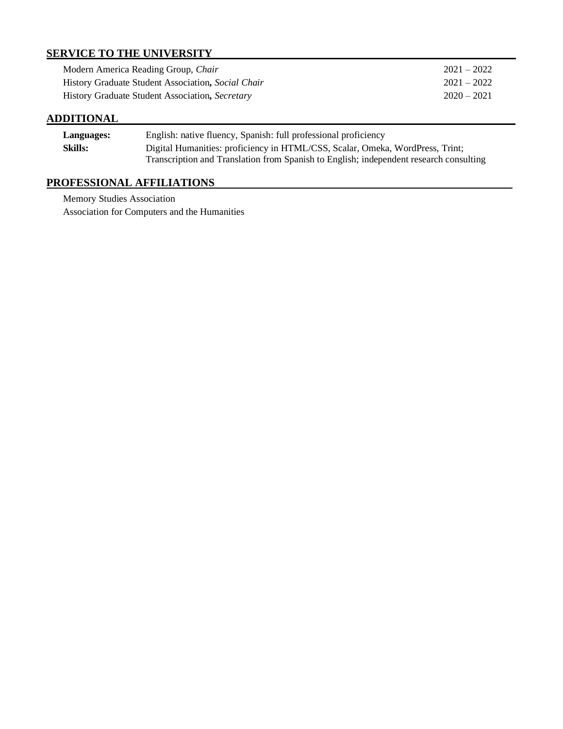## SERVICE TO THE UNIVERSITY

| | |
|---|---|
| Modern America Reading Group, *Chair* | 2021 – 2022 |
| History Graduate Student Association**,** *Social Chair* | 2021 – 2022 |
| History Graduate Student Association**,** *Secretary* | 2020 – 2021 |

## ADDITIONAL

**Languages:** English: native fluency, Spanish: full professional proficiency

**Skills:** Digital Humanities: proficiency in HTML/CSS, Scalar, Omeka, WordPress, Trint; Transcription and Translation from Spanish to English; independent research consulting

## PROFESSIONAL AFFILIATIONS

Memory Studies Association

Association for Computers and the Humanities